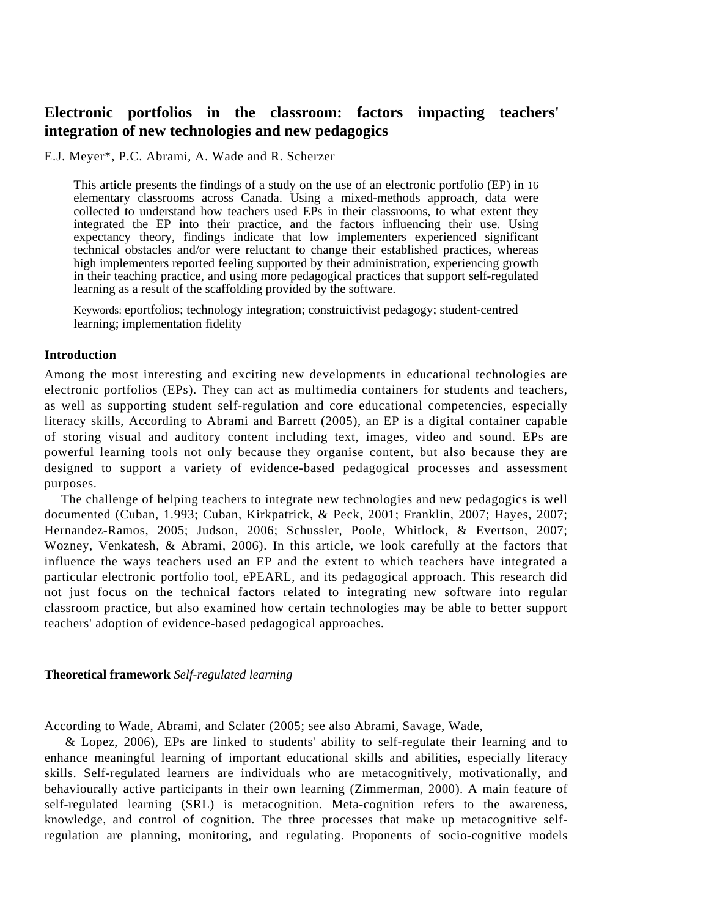# Electronic portfolios in the classroom: factors impacting teachers' integration of new technologies and new pedagogics

E.J. Meyer*, P.C. Abrami, A. Wade and R. Scherzer

> This article presents the findings of a study on the use of an electronic portfolio (EP) in 16 elementary classrooms across Canada. Using a mixed-methods approach, data were collected to understand how teachers used EPs in their classrooms, to what extent they integrated the EP into their practice, and the factors influencing their use. Using expectancy theory, findings indicate that low implementers experienced significant technical obstacles and/or were reluctant to change their established practices, whereas high implementers reported feeling supported by their administration, experiencing growth in their teaching practice, and using more pedagogical practices that support self-regulated learning as a result of the scaffolding provided by the software.
>
> Keywords: eportfolios; technology integration; construictivist pedagogy; student-centred learning; implementation fidelity

## Introduction

Among the most interesting and exciting new developments in educational technologies are electronic portfolios (EPs). They can act as multimedia containers for students and teachers, as well as supporting student self-regulation and core educational competencies, especially literacy skills, According to Abrami and Barrett (2005), an EP is a digital container capable of storing visual and auditory content including text, images, video and sound. EPs are powerful learning tools not only because they organise content, but also because they are designed to support a variety of evidence-based pedagogical processes and assessment purposes.

The challenge of helping teachers to integrate new technologies and new pedagogics is well documented (Cuban, 1.993; Cuban, Kirkpatrick, & Peck, 2001; Franklin, 2007; Hayes, 2007; Hernandez-Ramos, 2005; Judson, 2006; Schussler, Poole, Whitlock, & Evertson, 2007; Wozney, Venkatesh, & Abrami, 2006). In this article, we look carefully at the factors that influence the ways teachers used an EP and the extent to which teachers have integrated a particular electronic portfolio tool, ePEARL, and its pedagogical approach. This research did not just focus on the technical factors related to integrating new software into regular classroom practice, but also examined how certain technologies may be able to better support teachers' adoption of evidence-based pedagogical approaches.

## Theoretical framework

### *Self-regulated learning*

According to Wade, Abrami, and Sclater (2005; see also Abrami, Savage, Wade, & Lopez, 2006), EPs are linked to students' ability to self-regulate their learning and to enhance meaningful learning of important educational skills and abilities, especially literacy skills. Self-regulated learners are individuals who are metacognitively, motivationally, and behaviourally active participants in their own learning (Zimmerman, 2000). A main feature of self-regulated learning (SRL) is metacognition. Meta-cognition refers to the awareness, knowledge, and control of cognition. The three processes that make up metacognitive self-regulation are planning, monitoring, and regulating. Proponents of socio-cognitive models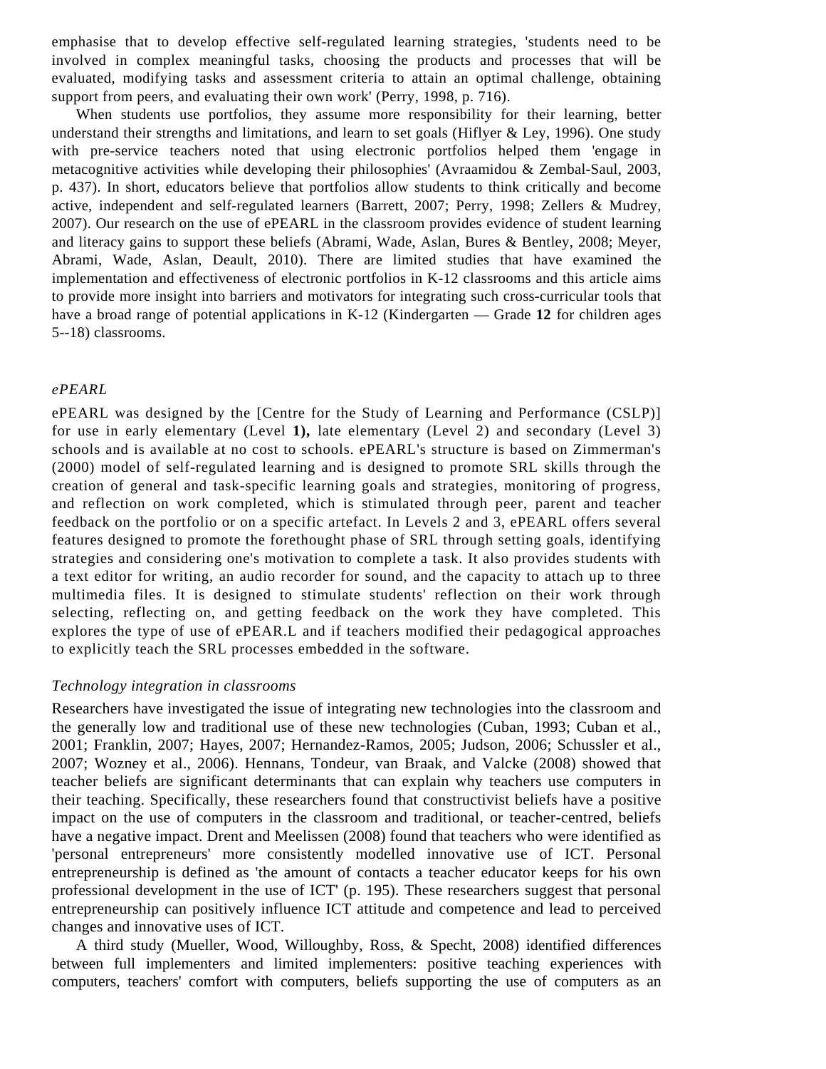emphasise that to develop effective self-regulated learning strategies, 'students need to be involved in complex meaningful tasks, choosing the products and processes that will be evaluated, modifying tasks and assessment criteria to attain an optimal challenge, obtaining support from peers, and evaluating their own work' (Perry, 1998, p. 716).

When students use portfolios, they assume more responsibility for their learning, better understand their strengths and limitations, and learn to set goals (Hiflyer & Ley, 1996). One study with pre-service teachers noted that using electronic portfolios helped them 'engage in metacognitive activities while developing their philosophies' (Avraamidou & Zembal-Saul, 2003, p. 437). In short, educators believe that portfolios allow students to think critically and become active, independent and self-regulated learners (Barrett, 2007; Perry, 1998; Zellers & Mudrey, 2007). Our research on the use of ePEARL in the classroom provides evidence of student learning and literacy gains to support these beliefs (Abrami, Wade, Aslan, Bures & Bentley, 2008; Meyer, Abrami, Wade, Aslan, Deault, 2010). There are limited studies that have examined the implementation and effectiveness of electronic portfolios in K-12 classrooms and this article aims to provide more insight into barriers and motivators for integrating such cross-curricular tools that have a broad range of potential applications in K-12 (Kindergarten — Grade **12** for children ages 5--18) classrooms.

### *ePEARL*

ePEARL was designed by the [Centre for the Study of Learning and Performance (CSLP)] for use in early elementary (Level **1),** late elementary (Level 2) and secondary (Level 3) schools and is available at no cost to schools. ePEARL's structure is based on Zimmerman's (2000) model of self-regulated learning and is designed to promote SRL skills through the creation of general and task-specific learning goals and strategies, monitoring of progress, and reflection on work completed, which is stimulated through peer, parent and teacher feedback on the portfolio or on a specific artefact. In Levels 2 and 3, ePEARL offers several features designed to promote the forethought phase of SRL through setting goals, identifying strategies and considering one's motivation to complete a task. It also provides students with a text editor for writing, an audio recorder for sound, and the capacity to attach up to three multimedia files. It is designed to stimulate students' reflection on their work through selecting, reflecting on, and getting feedback on the work they have completed. This explores the type of use of ePEAR.L and if teachers modified their pedagogical approaches to explicitly teach the SRL processes embedded in the software.

### *Technology integration in classrooms*

Researchers have investigated the issue of integrating new technologies into the classroom and the generally low and traditional use of these new technologies (Cuban, 1993; Cuban et al., 2001; Franklin, 2007; Hayes, 2007; Hernandez-Ramos, 2005; Judson, 2006; Schussler et al., 2007; Wozney et al., 2006). Hennans, Tondeur, van Braak, and Valcke (2008) showed that teacher beliefs are significant determinants that can explain why teachers use computers in their teaching. Specifically, these researchers found that constructivist beliefs have a positive impact on the use of computers in the classroom and traditional, or teacher-centred, beliefs have a negative impact. Drent and Meelissen (2008) found that teachers who were identified as 'personal entrepreneurs' more consistently modelled innovative use of ICT. Personal entrepreneurship is defined as 'the amount of contacts a teacher educator keeps for his own professional development in the use of ICT' (p. 195). These researchers suggest that personal entrepreneurship can positively influence ICT attitude and competence and lead to perceived changes and innovative uses of ICT.

A third study (Mueller, Wood, Willoughby, Ross, & Specht, 2008) identified differences between full implementers and limited implementers: positive teaching experiences with computers, teachers' comfort with computers, beliefs supporting the use of computers as an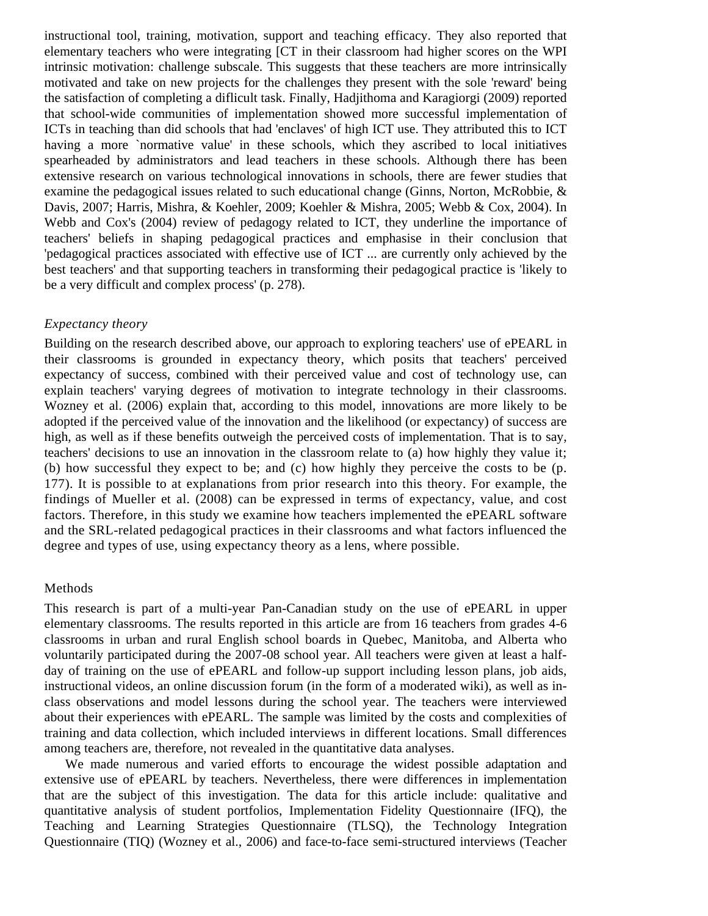instructional tool, training, motivation, support and teaching efficacy. They also reported that elementary teachers who were integrating [CT in their classroom had higher scores on the WPI intrinsic motivation: challenge subscale. This suggests that these teachers are more intrinsically motivated and take on new projects for the challenges they present with the sole 'reward' being the satisfaction of completing a diflicult task. Finally, Hadjithoma and Karagiorgi (2009) reported that school-wide communities of implementation showed more successful implementation of ICTs in teaching than did schools that had 'enclaves' of high ICT use. They attributed this to ICT having a more `normative value' in these schools, which they ascribed to local initiatives spearheaded by administrators and lead teachers in these schools. Although there has been extensive research on various technological innovations in schools, there are fewer studies that examine the pedagogical issues related to such educational change (Ginns, Norton, McRobbie, & Davis, 2007; Harris, Mishra, & Koehler, 2009; Koehler & Mishra, 2005; Webb & Cox, 2004). In Webb and Cox's (2004) review of pedagogy related to ICT, they underline the importance of teachers' beliefs in shaping pedagogical practices and emphasise in their conclusion that 'pedagogical practices associated with effective use of ICT ... are currently only achieved by the best teachers' and that supporting teachers in transforming their pedagogical practice is 'likely to be a very difficult and complex process' (p. 278).

### *Expectancy theory*

Building on the research described above, our approach to exploring teachers' use of ePEARL in their classrooms is grounded in expectancy theory, which posits that teachers' perceived expectancy of success, combined with their perceived value and cost of technology use, can explain teachers' varying degrees of motivation to integrate technology in their classrooms. Wozney et al. (2006) explain that, according to this model, innovations are more likely to be adopted if the perceived value of the innovation and the likelihood (or expectancy) of success are high, as well as if these benefits outweigh the perceived costs of implementation. That is to say, teachers' decisions to use an innovation in the classroom relate to (a) how highly they value it; (b) how successful they expect to be; and (c) how highly they perceive the costs to be (p. 177). It is possible to at explanations from prior research into this theory. For example, the findings of Mueller et al. (2008) can be expressed in terms of expectancy, value, and cost factors. Therefore, in this study we examine how teachers implemented the ePEARL software and the SRL-related pedagogical practices in their classrooms and what factors influenced the degree and types of use, using expectancy theory as a lens, where possible.

## Methods

This research is part of a multi-year Pan-Canadian study on the use of ePEARL in upper elementary classrooms. The results reported in this article are from 16 teachers from grades 4-6 classrooms in urban and rural English school boards in Quebec, Manitoba, and Alberta who voluntarily participated during the 2007-08 school year. All teachers were given at least a half-day of training on the use of ePEARL and follow-up support including lesson plans, job aids, instructional videos, an online discussion forum (in the form of a moderated wiki), as well as in-class observations and model lessons during the school year. The teachers were interviewed about their experiences with ePEARL. The sample was limited by the costs and complexities of training and data collection, which included interviews in different locations. Small differences among teachers are, therefore, not revealed in the quantitative data analyses.

We made numerous and varied efforts to encourage the widest possible adaptation and extensive use of ePEARL by teachers. Nevertheless, there were differences in implementation that are the subject of this investigation. The data for this article include: qualitative and quantitative analysis of student portfolios, Implementation Fidelity Questionnaire (IFQ), the Teaching and Learning Strategies Questionnaire (TLSQ), the Technology Integration Questionnaire (TIQ) (Wozney et al., 2006) and face-to-face semi-structured interviews (Teacher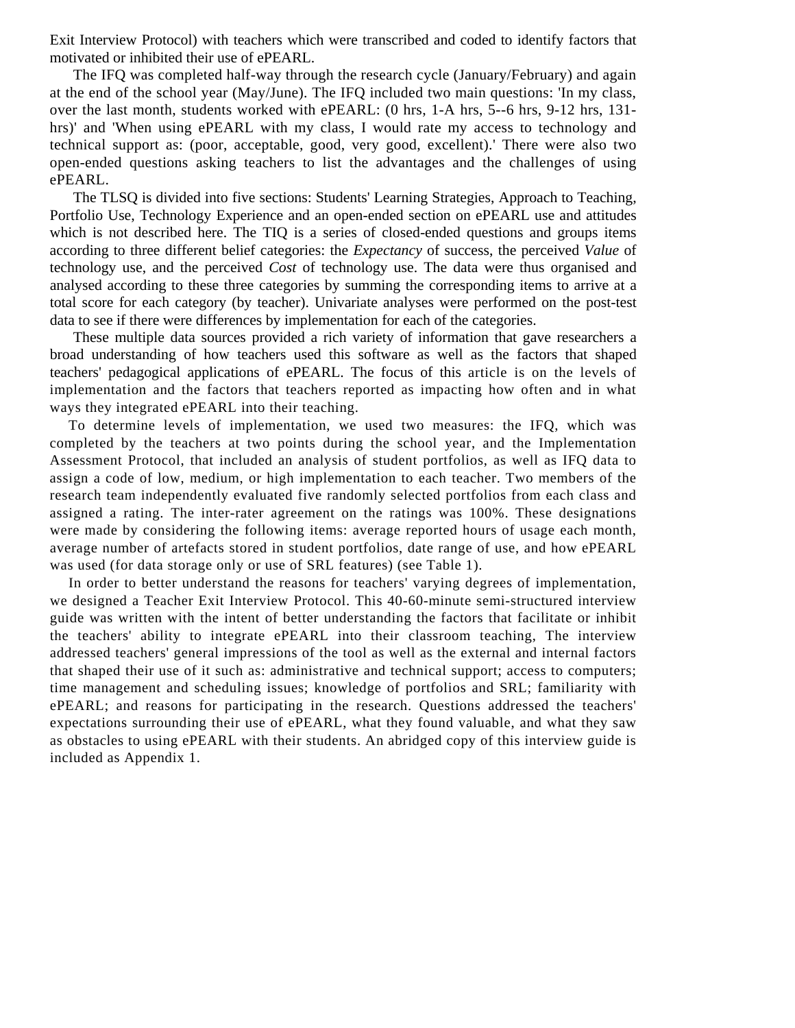Exit Interview Protocol) with teachers which were transcribed and coded to identify factors that motivated or inhibited their use of ePEARL.

The IFQ was completed half-way through the research cycle (January/February) and again at the end of the school year (May/June). The IFQ included two main questions: 'In my class, over the last month, students worked with ePEARL: (0 hrs, 1-A hrs, 5--6 hrs, 9-12 hrs, 131-hrs)' and 'When using ePEARL with my class, I would rate my access to technology and technical support as: (poor, acceptable, good, very good, excellent).' There were also two open-ended questions asking teachers to list the advantages and the challenges of using ePEARL.

The TLSQ is divided into five sections: Students' Learning Strategies, Approach to Teaching, Portfolio Use, Technology Experience and an open-ended section on ePEARL use and attitudes which is not described here. The TIQ is a series of closed-ended questions and groups items according to three different belief categories: the *Expectancy* of success, the perceived *Value* of technology use, and the perceived *Cost* of technology use. The data were thus organised and analysed according to these three categories by summing the corresponding items to arrive at a total score for each category (by teacher). Univariate analyses were performed on the post-test data to see if there were differences by implementation for each of the categories.

These multiple data sources provided a rich variety of information that gave researchers a broad understanding of how teachers used this software as well as the factors that shaped teachers' pedagogical applications of ePEARL. The focus of this article is on the levels of implementation and the factors that teachers reported as impacting how often and in what ways they integrated ePEARL into their teaching.

To determine levels of implementation, we used two measures: the IFQ, which was completed by the teachers at two points during the school year, and the Implementation Assessment Protocol, that included an analysis of student portfolios, as well as IFQ data to assign a code of low, medium, or high implementation to each teacher. Two members of the research team independently evaluated five randomly selected portfolios from each class and assigned a rating. The inter-rater agreement on the ratings was 100%. These designations were made by considering the following items: average reported hours of usage each month, average number of artefacts stored in student portfolios, date range of use, and how ePEARL was used (for data storage only or use of SRL features) (see Table 1).

In order to better understand the reasons for teachers' varying degrees of implementation, we designed a Teacher Exit Interview Protocol. This 40-60-minute semi-structured interview guide was written with the intent of better understanding the factors that facilitate or inhibit the teachers' ability to integrate ePEARL into their classroom teaching, The interview addressed teachers' general impressions of the tool as well as the external and internal factors that shaped their use of it such as: administrative and technical support; access to computers; time management and scheduling issues; knowledge of portfolios and SRL; familiarity with ePEARL; and reasons for participating in the research. Questions addressed the teachers' expectations surrounding their use of ePEARL, what they found valuable, and what they saw as obstacles to using ePEARL with their students. An abridged copy of this interview guide is included as Appendix 1.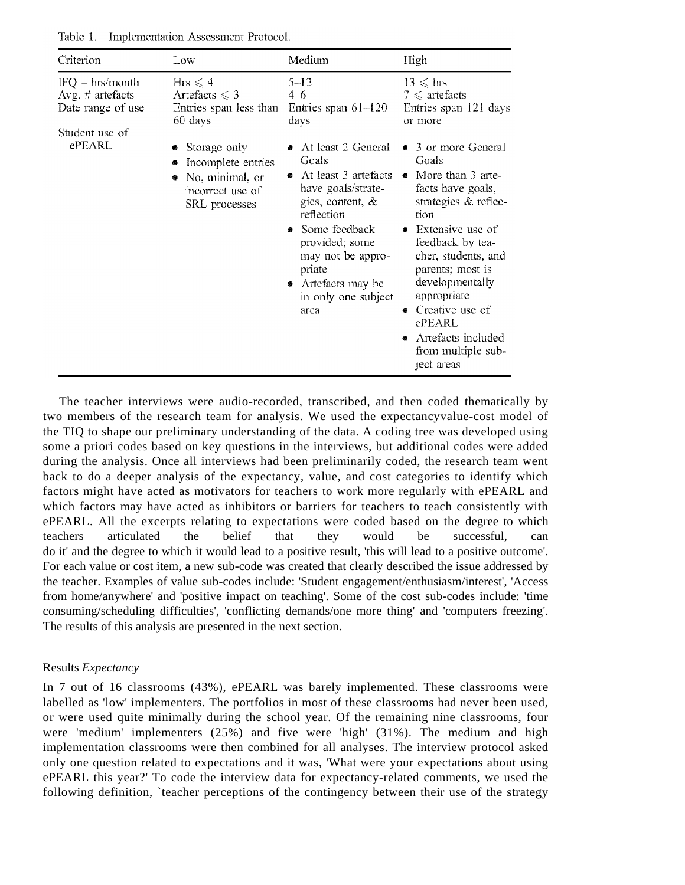Table 1. Implementation Assessment Protocol.

| Criterion | Low | Medium | High |
|---|---|---|---|
| IFQ – hrs/month | Hrs $\leqslant$ 4 | 5–12 | 13 $\leqslant$ hrs |
| Avg. # artefacts | Artefacts $\leqslant$ 3 | 4–6 | 7 $\leqslant$ artefacts |
| Date range of use | Entries span less than 60 days | Entries span 61–120 days | Entries span 121 days or more |
| Student use of ePEARL | • Storage only<br>• Incomplete entries<br>• No, minimal, or incorrect use of SRL processes | • At least 2 General Goals<br>• At least 3 artefacts have goals/strategies, content, & reflection<br>• Some feedback provided; some may not be appropriate<br>• Artefacts may be in only one subject area | • 3 or more General Goals<br>• More than 3 artefacts have goals, strategies & reflection<br>• Extensive use of feedback by teacher, students, and parents; most is developmentally appropriate<br>• Creative use of ePEARL<br>• Artefacts included from multiple subject areas |

The teacher interviews were audio-recorded, transcribed, and then coded thematically by two members of the research team for analysis. We used the expectancyvalue-cost model of the TIQ to shape our preliminary understanding of the data. A coding tree was developed using some a priori codes based on key questions in the interviews, but additional codes were added during the analysis. Once all interviews had been preliminarily coded, the research team went back to do a deeper analysis of the expectancy, value, and cost categories to identify which factors might have acted as motivators for teachers to work more regularly with ePEARL and which factors may have acted as inhibitors or barriers for teachers to teach consistently with ePEARL. All the excerpts relating to expectations were coded based on the degree to which teachers articulated the belief that they would be successful, can do it' and the degree to which it would lead to a positive result, 'this will lead to a positive outcome'. For each value or cost item, a new sub-code was created that clearly described the issue addressed by the teacher. Examples of value sub-codes include: 'Student engagement/enthusiasm/interest', 'Access from home/anywhere' and 'positive impact on teaching'. Some of the cost sub-codes include: 'time consuming/scheduling difficulties', 'conflicting demands/one more thing' and 'computers freezing'. The results of this analysis are presented in the next section.

Results *Expectancy*

In 7 out of 16 classrooms (43%), ePEARL was barely implemented. These classrooms were labelled as 'low' implementers. The portfolios in most of these classrooms had never been used, or were used quite minimally during the school year. Of the remaining nine classrooms, four were 'medium' implementers (25%) and five were 'high' (31%). The medium and high implementation classrooms were then combined for all analyses. The interview protocol asked only one question related to expectations and it was, 'What were your expectations about using ePEARL this year?' To code the interview data for expectancy-related comments, we used the following definition, `teacher perceptions of the contingency between their use of the strategy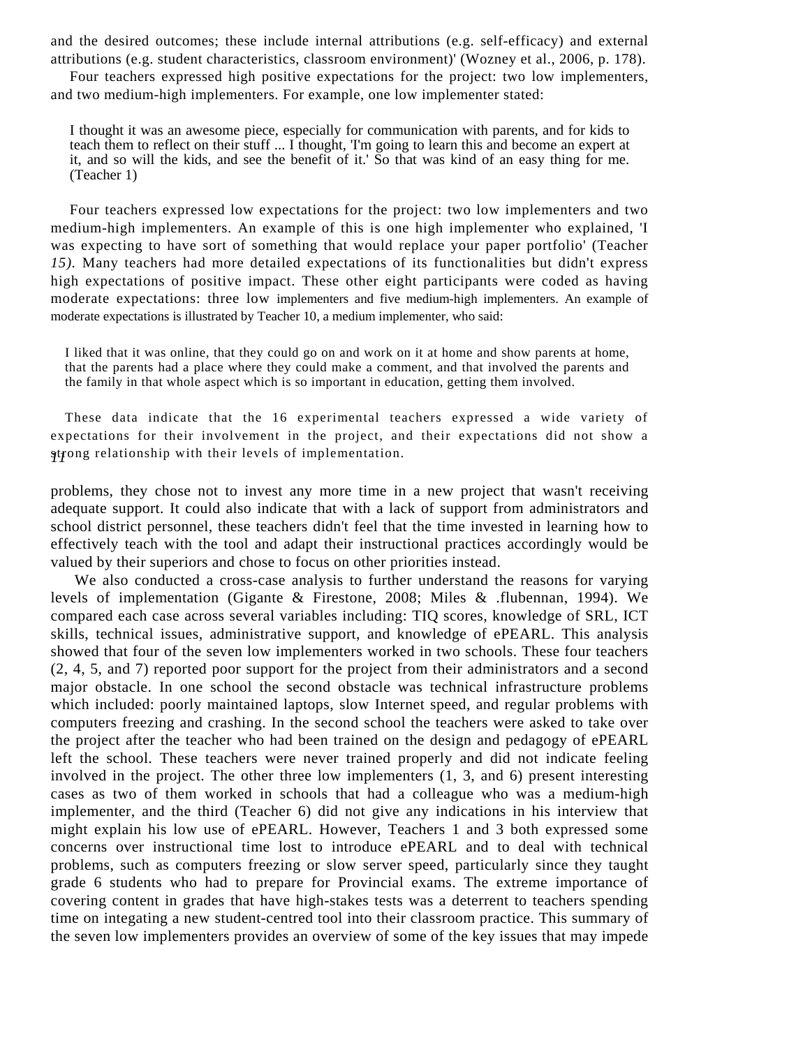and the desired outcomes; these include internal attributions (e.g. self-efficacy) and external attributions (e.g. student characteristics, classroom environment)' (Wozney et al., 2006, p. 178).

Four teachers expressed high positive expectations for the project: two low implementers, and two medium-high implementers. For example, one low implementer stated:

> I thought it was an awesome piece, especially for communication with parents, and for kids to teach them to reflect on their stuff ... I thought, 'I'm going to learn this and become an expert at it, and so will the kids, and see the benefit of it.' So that was kind of an easy thing for me. (Teacher 1)

Four teachers expressed low expectations for the project: two low implementers and two medium-high implementers. An example of this is one high implementer who explained, 'I was expecting to have sort of something that would replace your paper portfolio' (Teacher *15).* Many teachers had more detailed expectations of its functionalities but didn't express high expectations of positive impact. These other eight participants were coded as having moderate expectations: three low implementers and five medium-high implementers. An example of moderate expectations is illustrated by Teacher 10, a medium implementer, who said:

> I liked that it was online, that they could go on and work on it at home and show parents at home, that the parents had a place where they could make a comment, and that involved the parents and the family in that whole aspect which is so important in education, getting them involved.

These data indicate that the 16 experimental teachers expressed a wide variety of expectations for their involvement in the project, and their expectations did not show a strong relationship with their levels of implementation.

problems, they chose not to invest any more time in a new project that wasn't receiving adequate support. It could also indicate that with a lack of support from administrators and school district personnel, these teachers didn't feel that the time invested in learning how to effectively teach with the tool and adapt their instructional practices accordingly would be valued by their superiors and chose to focus on other priorities instead.

We also conducted a cross-case analysis to further understand the reasons for varying levels of implementation (Gigante & Firestone, 2008; Miles & .flubennan, 1994). We compared each case across several variables including: TIQ scores, knowledge of SRL, ICT skills, technical issues, administrative support, and knowledge of ePEARL. This analysis showed that four of the seven low implementers worked in two schools. These four teachers (2, 4, 5, and 7) reported poor support for the project from their administrators and a second major obstacle. In one school the second obstacle was technical infrastructure problems which included: poorly maintained laptops, slow Internet speed, and regular problems with computers freezing and crashing. In the second school the teachers were asked to take over the project after the teacher who had been trained on the design and pedagogy of ePEARL left the school. These teachers were never trained properly and did not indicate feeling involved in the project. The other three low implementers (1, 3, and 6) present interesting cases as two of them worked in schools that had a colleague who was a medium-high implementer, and the third (Teacher 6) did not give any indications in his interview that might explain his low use of ePEARL. However, Teachers 1 and 3 both expressed some concerns over instructional time lost to introduce ePEARL and to deal with technical problems, such as computers freezing or slow server speed, particularly since they taught grade 6 students who had to prepare for Provincial exams. The extreme importance of covering content in grades that have high-stakes tests was a deterrent to teachers spending time on integating a new student-centred tool into their classroom practice. This summary of the seven low implementers provides an overview of some of the key issues that may impede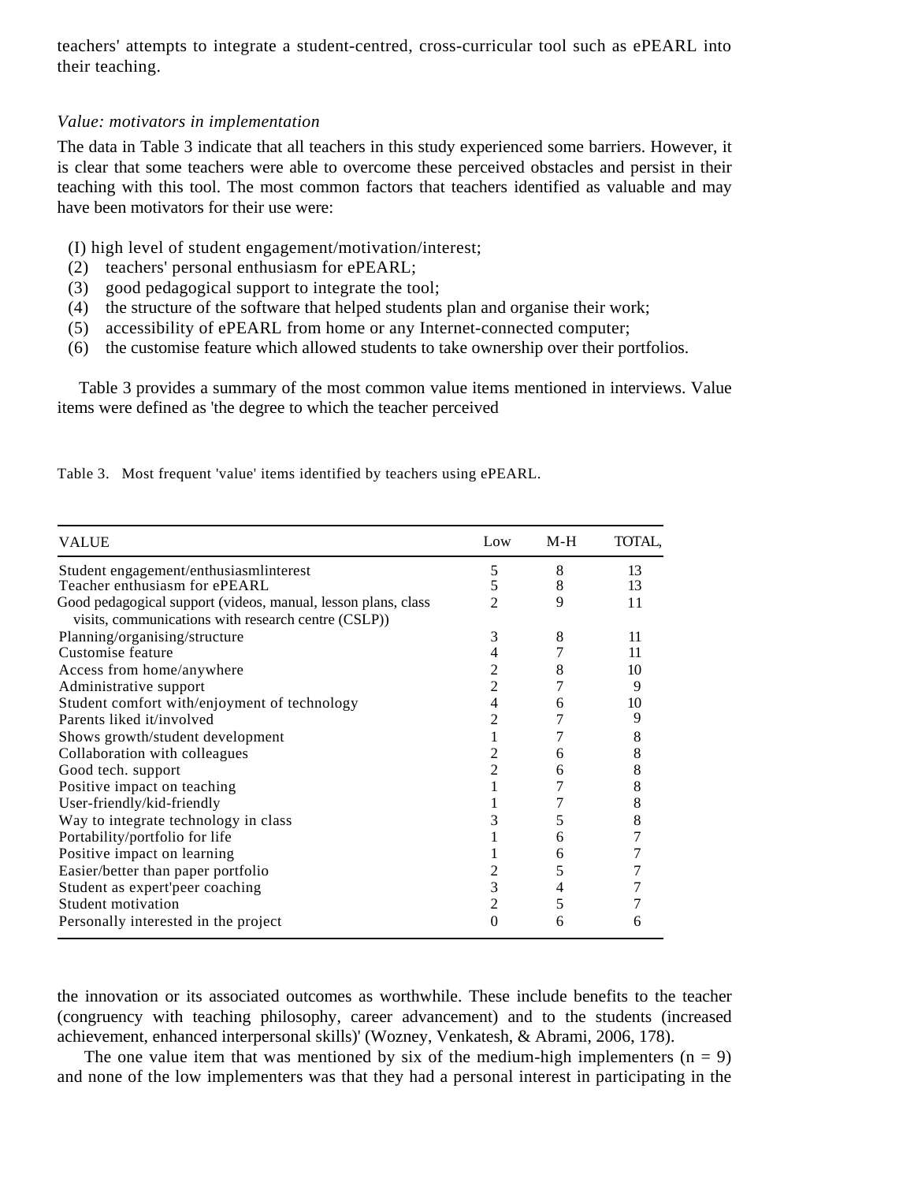teachers' attempts to integrate a student-centred, cross-curricular tool such as ePEARL into their teaching.

*Value: motivators in implementation*

The data in Table 3 indicate that all teachers in this study experienced some barriers. However, it is clear that some teachers were able to overcome these perceived obstacles and persist in their teaching with this tool. The most common factors that teachers identified as valuable and may have been motivators for their use were:

(I) high level of student engagement/motivation/interest;
(2) teachers' personal enthusiasm for ePEARL;
(3) good pedagogical support to integrate the tool;
(4) the structure of the software that helped students plan and organise their work;
(5) accessibility of ePEARL from home or any Internet-connected computer;
(6) the customise feature which allowed students to take ownership over their portfolios.

Table 3 provides a summary of the most common value items mentioned in interviews. Value items were defined as 'the degree to which the teacher perceived

Table 3. Most frequent 'value' items identified by teachers using ePEARL.

| VALUE | Low | M-H | TOTAL, |
|---|---|---|---|
| Student engagement/enthusiasmlinterest | 5 | 8 | 13 |
| Teacher enthusiasm for ePEARL | 5 | 8 | 13 |
| Good pedagogical support (videos, manual, lesson plans, class visits, communications with research centre (CSLP)) | 2 | 9 | 11 |
| Planning/organising/structure | 3 | 8 | 11 |
| Customise feature | 4 | 7 | 11 |
| Access from home/anywhere | 2 | 8 | 10 |
| Administrative support | 2 | 7 | 9 |
| Student comfort with/enjoyment of technology | 4 | 6 | 10 |
| Parents liked it/involved | 2 | 7 | 9 |
| Shows growth/student development | 1 | 7 | 8 |
| Collaboration with colleagues | 2 | 6 | 8 |
| Good tech. support | 2 | 6 | 8 |
| Positive impact on teaching | 1 | 7 | 8 |
| User-friendly/kid-friendly | 1 | 7 | 8 |
| Way to integrate technology in class | 3 | 5 | 8 |
| Portability/portfolio for life | 1 | 6 | 7 |
| Positive impact on learning | 1 | 6 | 7 |
| Easier/better than paper portfolio | 2 | 5 | 7 |
| Student as expert'peer coaching | 3 | 4 | 7 |
| Student motivation | 2 | 5 | 7 |
| Personally interested in the project | 0 | 6 | 6 |

the innovation or its associated outcomes as worthwhile. These include benefits to the teacher (congruency with teaching philosophy, career advancement) and to the students (increased achievement, enhanced interpersonal skills)' (Wozney, Venkatesh, & Abrami, 2006, 178).

The one value item that was mentioned by six of the medium-high implementers ($n = 9$) and none of the low implementers was that they had a personal interest in participating in the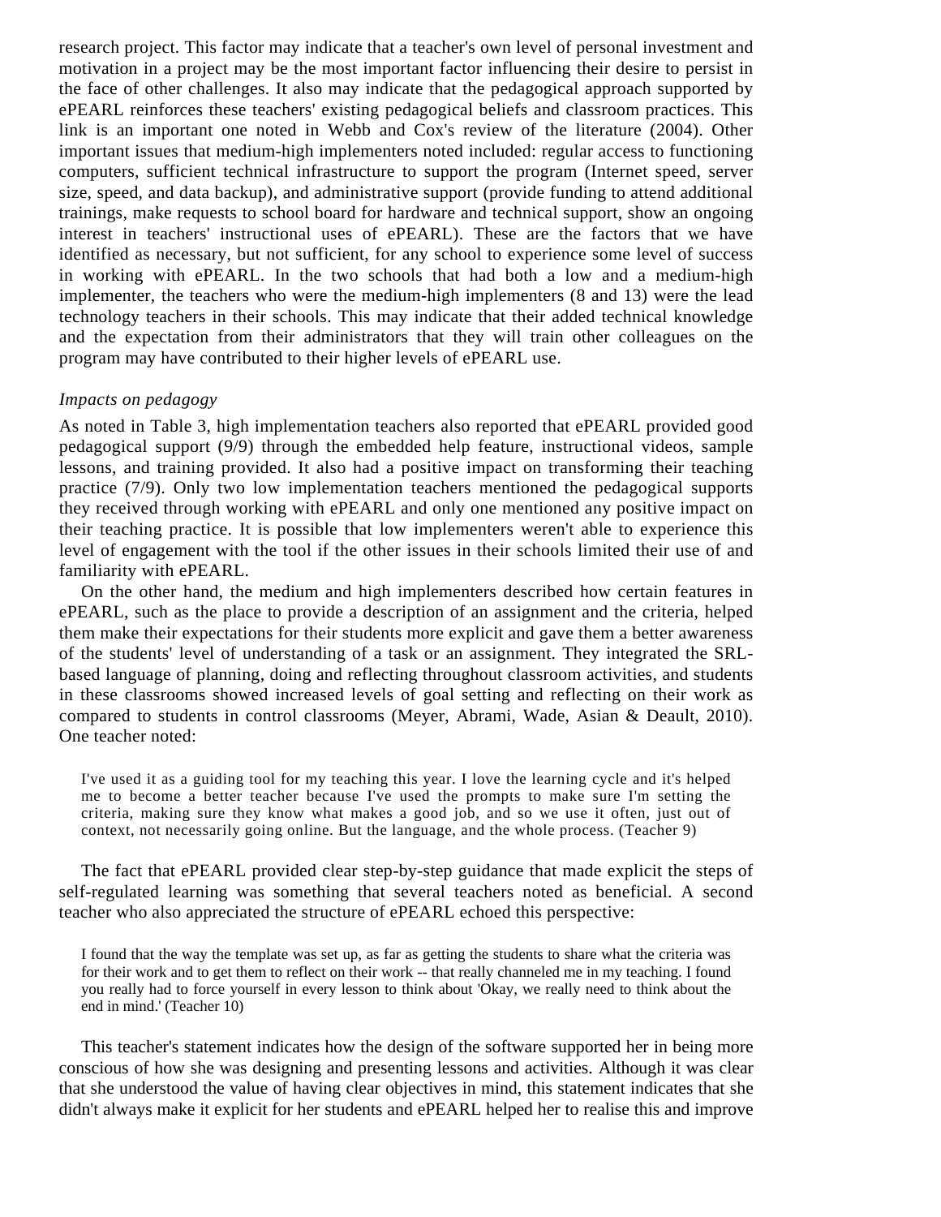research project. This factor may indicate that a teacher's own level of personal investment and motivation in a project may be the most important factor influencing their desire to persist in the face of other challenges. It also may indicate that the pedagogical approach supported by ePEARL reinforces these teachers' existing pedagogical beliefs and classroom practices. This link is an important one noted in Webb and Cox's review of the literature (2004). Other important issues that medium-high implementers noted included: regular access to functioning computers, sufficient technical infrastructure to support the program (Internet speed, server size, speed, and data backup), and administrative support (provide funding to attend additional trainings, make requests to school board for hardware and technical support, show an ongoing interest in teachers' instructional uses of ePEARL). These are the factors that we have identified as necessary, but not sufficient, for any school to experience some level of success in working with ePEARL. In the two schools that had both a low and a medium-high implementer, the teachers who were the medium-high implementers (8 and 13) were the lead technology teachers in their schools. This may indicate that their added technical knowledge and the expectation from their administrators that they will train other colleagues on the program may have contributed to their higher levels of ePEARL use.

*Impacts on pedagogy*

As noted in Table 3, high implementation teachers also reported that ePEARL provided good pedagogical support (9/9) through the embedded help feature, instructional videos, sample lessons, and training provided. It also had a positive impact on transforming their teaching practice (7/9). Only two low implementation teachers mentioned the pedagogical supports they received through working with ePEARL and only one mentioned any positive impact on their teaching practice. It is possible that low implementers weren't able to experience this level of engagement with the tool if the other issues in their schools limited their use of and familiarity with ePEARL.

On the other hand, the medium and high implementers described how certain features in ePEARL, such as the place to provide a description of an assignment and the criteria, helped them make their expectations for their students more explicit and gave them a better awareness of the students' level of understanding of a task or an assignment. They integrated the SRL-based language of planning, doing and reflecting throughout classroom activities, and students in these classrooms showed increased levels of goal setting and reflecting on their work as compared to students in control classrooms (Meyer, Abrami, Wade, Asian & Deault, 2010). One teacher noted:

> I've used it as a guiding tool for my teaching this year. I love the learning cycle and it's helped me to become a better teacher because I've used the prompts to make sure I'm setting the criteria, making sure they know what makes a good job, and so we use it often, just out of context, not necessarily going online. But the language, and the whole process. (Teacher 9)

The fact that ePEARL provided clear step-by-step guidance that made explicit the steps of self-regulated learning was something that several teachers noted as beneficial. A second teacher who also appreciated the structure of ePEARL echoed this perspective:

> I found that the way the template was set up, as far as getting the students to share what the criteria was for their work and to get them to reflect on their work -- that really channeled me in my teaching. I found you really had to force yourself in every lesson to think about 'Okay, we really need to think about the end in mind.' (Teacher 10)

This teacher's statement indicates how the design of the software supported her in being more conscious of how she was designing and presenting lessons and activities. Although it was clear that she understood the value of having clear objectives in mind, this statement indicates that she didn't always make it explicit for her students and ePEARL helped her to realise this and improve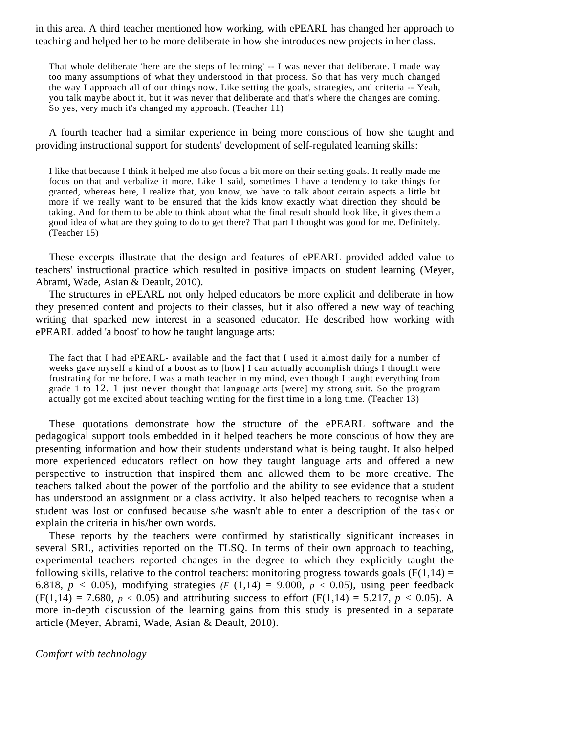in this area. A third teacher mentioned how working, with ePEARL has changed her approach to teaching and helped her to be more deliberate in how she introduces new projects in her class.

> That whole deliberate 'here are the steps of learning' -- I was never that deliberate. I made way too many assumptions of what they understood in that process. So that has very much changed the way I approach all of our things now. Like setting the goals, strategies, and criteria -- Yeah, you talk maybe about it, but it was never that deliberate and that's where the changes are coming. So yes, very much it's changed my approach. (Teacher 11)

A fourth teacher had a similar experience in being more conscious of how she taught and providing instructional support for students' development of self-regulated learning skills:

> I like that because I think it helped me also focus a bit more on their setting goals. It really made me focus on that and verbalize it more. Like 1 said, sometimes I have a tendency to take things for granted, whereas here, I realize that, you know, we have to talk about certain aspects a little bit more if we really want to be ensured that the kids know exactly what direction they should be taking. And for them to be able to think about what the final result should look like, it gives them a good idea of what are they going to do to get there? That part I thought was good for me. Definitely. (Teacher 15)

These excerpts illustrate that the design and features of ePEARL provided added value to teachers' instructional practice which resulted in positive impacts on student learning (Meyer, Abrami, Wade, Asian & Deault, 2010).

The structures in ePEARL not only helped educators be more explicit and deliberate in how they presented content and projects to their classes, but it also offered a new way of teaching writing that sparked new interest in a seasoned educator. He described how working with ePEARL added 'a boost' to how he taught language arts:

> The fact that I had ePEARL- available and the fact that I used it almost daily for a number of weeks gave myself a kind of a boost as to [how] I can actually accomplish things I thought were frustrating for me before. I was a math teacher in my mind, even though I taught everything from grade 1 to 12. 1 just never thought that language arts [were] my strong suit. So the program actually got me excited about teaching writing for the first time in a long time. (Teacher 13)

These quotations demonstrate how the structure of the ePEARL software and the pedagogical support tools embedded in it helped teachers be more conscious of how they are presenting information and how their students understand what is being taught. It also helped more experienced educators reflect on how they taught language arts and offered a new perspective to instruction that inspired them and allowed them to be more creative. The teachers talked about the power of the portfolio and the ability to see evidence that a student has understood an assignment or a class activity. It also helped teachers to recognise when a student was lost or confused because s/he wasn't able to enter a description of the task or explain the criteria in his/her own words.

These reports by the teachers were confirmed by statistically significant increases in several SRL activities reported on the TLSQ. In terms of their own approach to teaching, experimental teachers reported changes in the degree to which they explicitly taught the following skills, relative to the control teachers: monitoring progress towards goals ($F(1,14) = 6.818$, $p < 0.05$), modifying strategies ($F(1,14) = 9.000$, $p < 0.05$), using peer feedback ($F(1,14) = 7.680$, $p < 0.05$) and attributing success to effort ($F(1,14) = 5.217$, $p < 0.05$). A more in-depth discussion of the learning gains from this study is presented in a separate article (Meyer, Abrami, Wade, Asian & Deault, 2010).

*Comfort with technology*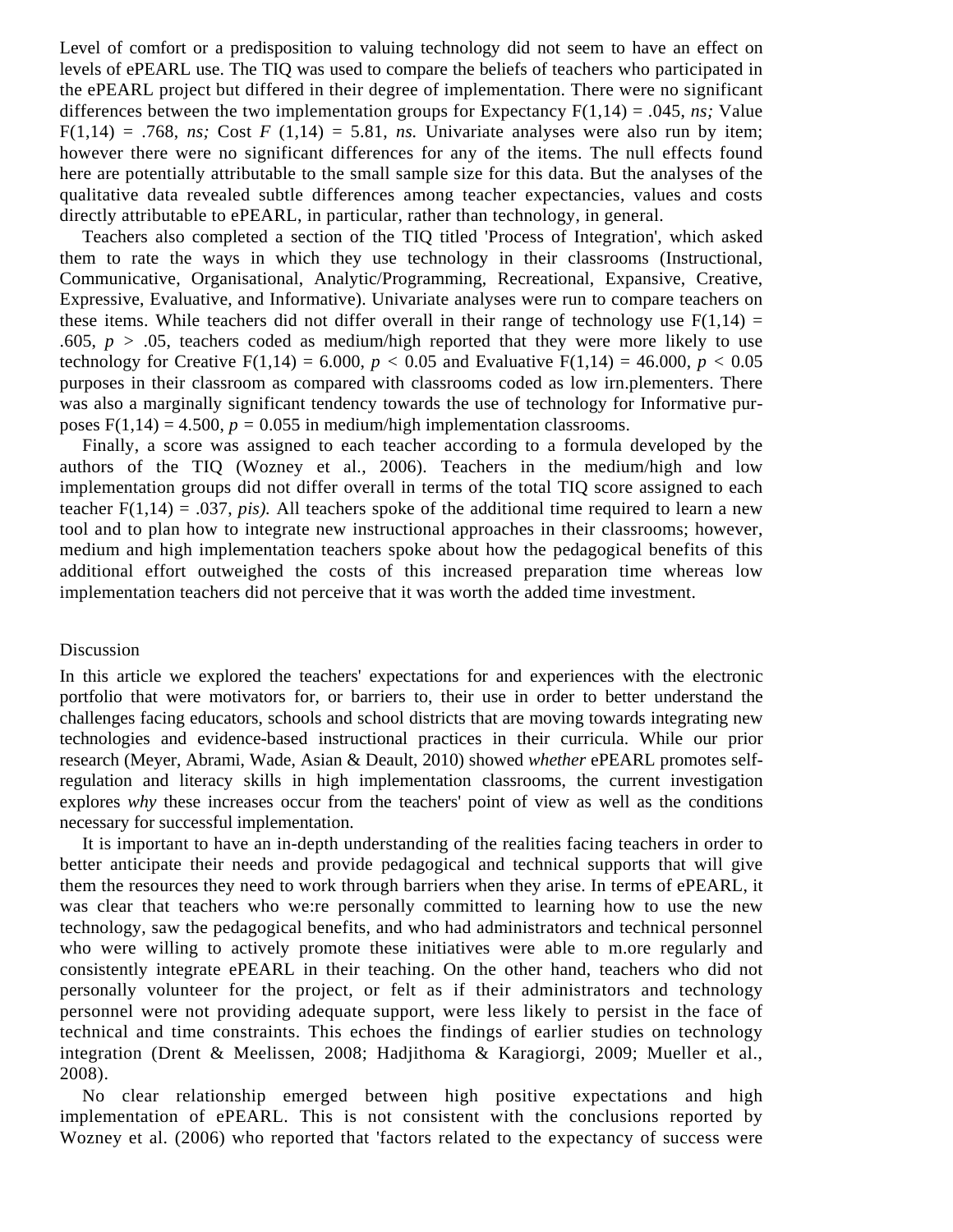Level of comfort or a predisposition to valuing technology did not seem to have an effect on levels of ePEARL use. The TIQ was used to compare the beliefs of teachers who participated in the ePEARL project but differed in their degree of implementation. There were no significant differences between the two implementation groups for Expectancy $F(1,14) = .045$, *ns;* Value $F(1,14) = .768$, *ns;* Cost $F\ (1,14) = 5.81$, *ns.* Univariate analyses were also run by item; however there were no significant differences for any of the items. The null effects found here are potentially attributable to the small sample size for this data. But the analyses of the qualitative data revealed subtle differences among teacher expectancies, values and costs directly attributable to ePEARL, in particular, rather than technology, in general.

Teachers also completed a section of the TIQ titled 'Process of Integration', which asked them to rate the ways in which they use technology in their classrooms (Instructional, Communicative, Organisational, Analytic/Programming, Recreational, Expansive, Creative, Expressive, Evaluative, and Informative). Univariate analyses were run to compare teachers on these items. While teachers did not differ overall in their range of technology use $F(1,14) = .605$, $p > .05$, teachers coded as medium/high reported that they were more likely to use technology for Creative $F(1,14) = 6.000$, $p < 0.05$ and Evaluative $F(1,14) = 46.000$, $p < 0.05$ purposes in their classroom as compared with classrooms coded as low irn.plementers. There was also a marginally significant tendency towards the use of technology for Informative purposes $F(1,14) = 4.500$, $p = 0.055$ in medium/high implementation classrooms.

Finally, a score was assigned to each teacher according to a formula developed by the authors of the TIQ (Wozney et al., 2006). Teachers in the medium/high and low implementation groups did not differ overall in terms of the total TIQ score assigned to each teacher $F(1,14) = .037$, *pis).* All teachers spoke of the additional time required to learn a new tool and to plan how to integrate new instructional approaches in their classrooms; however, medium and high implementation teachers spoke about how the pedagogical benefits of this additional effort outweighed the costs of this increased preparation time whereas low implementation teachers did not perceive that it was worth the added time investment.

## Discussion

In this article we explored the teachers' expectations for and experiences with the electronic portfolio that were motivators for, or barriers to, their use in order to better understand the challenges facing educators, schools and school districts that are moving towards integrating new technologies and evidence-based instructional practices in their curricula. While our prior research (Meyer, Abrami, Wade, Asian & Deault, 2010) showed *whether* ePEARL promotes self-regulation and literacy skills in high implementation classrooms, the current investigation explores *why* these increases occur from the teachers' point of view as well as the conditions necessary for successful implementation.

It is important to have an in-depth understanding of the realities facing teachers in order to better anticipate their needs and provide pedagogical and technical supports that will give them the resources they need to work through barriers when they arise. In terms of ePEARL, it was clear that teachers who we:re personally committed to learning how to use the new technology, saw the pedagogical benefits, and who had administrators and technical personnel who were willing to actively promote these initiatives were able to m.ore regularly and consistently integrate ePEARL in their teaching. On the other hand, teachers who did not personally volunteer for the project, or felt as if their administrators and technology personnel were not providing adequate support, were less likely to persist in the face of technical and time constraints. This echoes the findings of earlier studies on technology integration (Drent & Meelissen, 2008; Hadjithoma & Karagiorgi, 2009; Mueller et al., 2008).

No clear relationship emerged between high positive expectations and high implementation of ePEARL. This is not consistent with the conclusions reported by Wozney et al. (2006) who reported that 'factors related to the expectancy of success were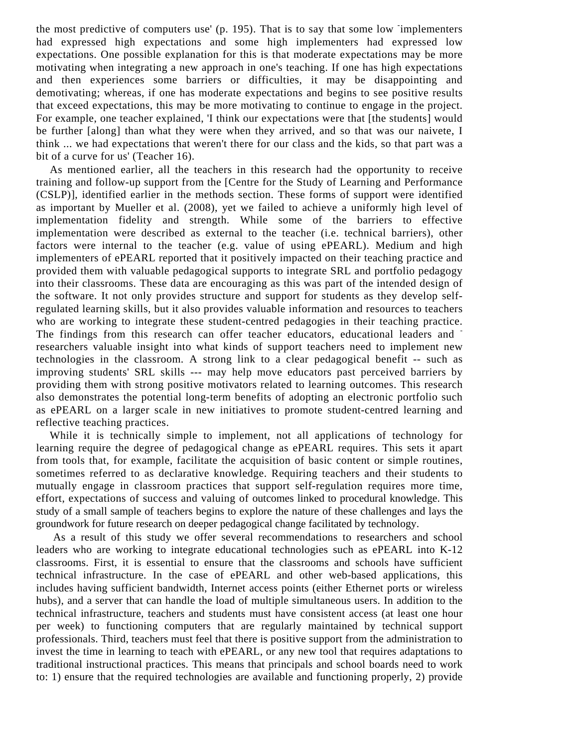the most predictive of computers use' (p. 195). That is to say that some low implementers had expressed high expectations and some high implementers had expressed low expectations. One possible explanation for this is that moderate expectations may be more motivating when integrating a new approach in one's teaching. If one has high expectations and then experiences some barriers or difficulties, it may be disappointing and demotivating; whereas, if one has moderate expectations and begins to see positive results that exceed expectations, this may be more motivating to continue to engage in the project. For example, one teacher explained, 'I think our expectations were that [the students] would be further [along] than what they were when they arrived, and so that was our naivete, I think ... we had expectations that weren't there for our class and the kids, so that part was a bit of a curve for us' (Teacher 16).

As mentioned earlier, all the teachers in this research had the opportunity to receive training and follow-up support from the [Centre for the Study of Learning and Performance (CSLP)], identified earlier in the methods section. These forms of support were identified as important by Mueller et al. (2008), yet we failed to achieve a uniformly high level of implementation fidelity and strength. While some of the barriers to effective implementation were described as external to the teacher (i.e. technical barriers), other factors were internal to the teacher (e.g. value of using ePEARL). Medium and high implementers of ePEARL reported that it positively impacted on their teaching practice and provided them with valuable pedagogical supports to integrate SRL and portfolio pedagogy into their classrooms. These data are encouraging as this was part of the intended design of the software. It not only provides structure and support for students as they develop self-regulated learning skills, but it also provides valuable information and resources to teachers who are working to integrate these student-centred pedagogies in their teaching practice. The findings from this research can offer teacher educators, educational leaders and researchers valuable insight into what kinds of support teachers need to implement new technologies in the classroom. A strong link to a clear pedagogical benefit -- such as improving students' SRL skills --- may help move educators past perceived barriers by providing them with strong positive motivators related to learning outcomes. This research also demonstrates the potential long-term benefits of adopting an electronic portfolio such as ePEARL on a larger scale in new initiatives to promote student-centred learning and reflective teaching practices.

While it is technically simple to implement, not all applications of technology for learning require the degree of pedagogical change as ePEARL requires. This sets it apart from tools that, for example, facilitate the acquisition of basic content or simple routines, sometimes referred to as declarative knowledge. Requiring teachers and their students to mutually engage in classroom practices that support self-regulation requires more time, effort, expectations of success and valuing of outcomes linked to procedural knowledge. This study of a small sample of teachers begins to explore the nature of these challenges and lays the groundwork for future research on deeper pedagogical change facilitated by technology.

As a result of this study we offer several recommendations to researchers and school leaders who are working to integrate educational technologies such as ePEARL into K-12 classrooms. First, it is essential to ensure that the classrooms and schools have sufficient technical infrastructure. In the case of ePEARL and other web-based applications, this includes having sufficient bandwidth, Internet access points (either Ethernet ports or wireless hubs), and a server that can handle the load of multiple simultaneous users. In addition to the technical infrastructure, teachers and students must have consistent access (at least one hour per week) to functioning computers that are regularly maintained by technical support professionals. Third, teachers must feel that there is positive support from the administration to invest the time in learning to teach with ePEARL, or any new tool that requires adaptations to traditional instructional practices. This means that principals and school boards need to work to: 1) ensure that the required technologies are available and functioning properly, 2) provide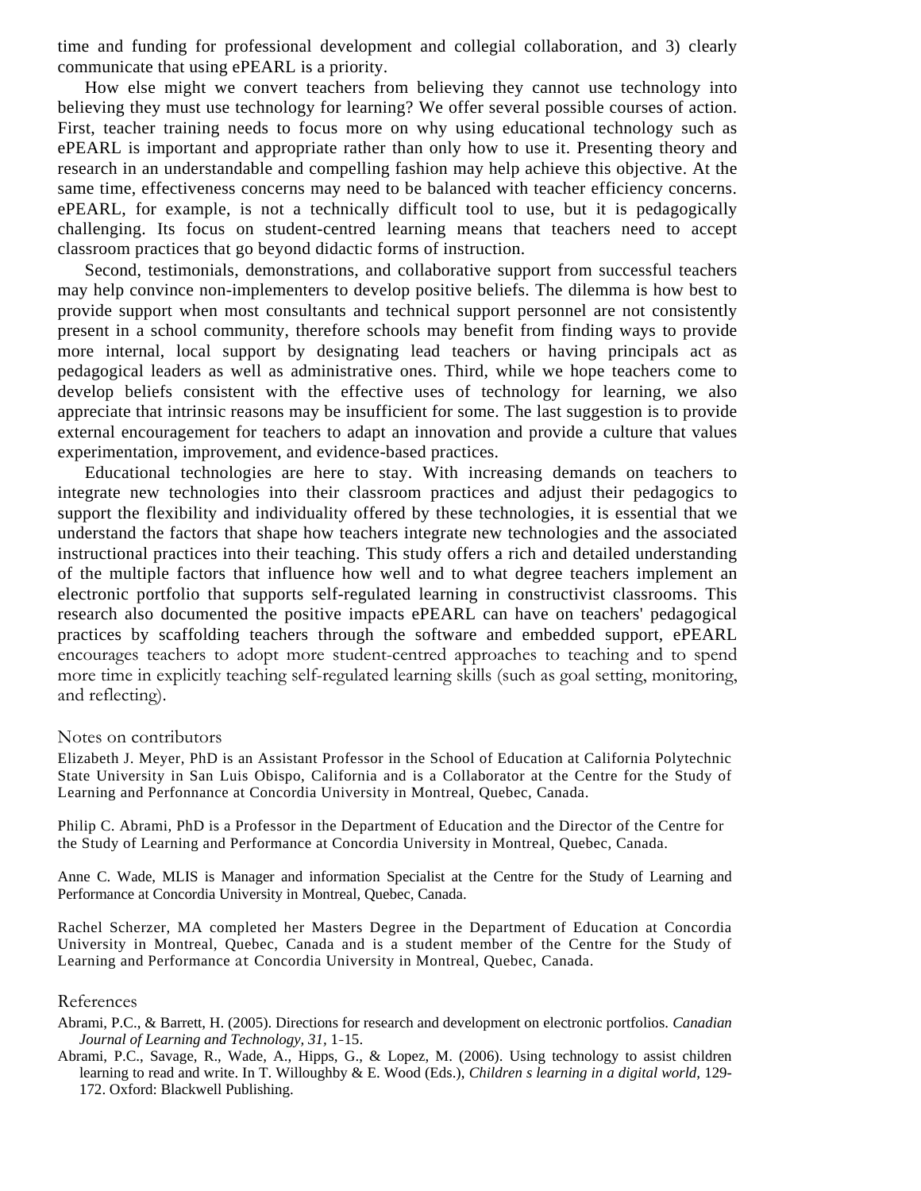time and funding for professional development and collegial collaboration, and 3) clearly communicate that using ePEARL is a priority.

How else might we convert teachers from believing they cannot use technology into believing they must use technology for learning? We offer several possible courses of action. First, teacher training needs to focus more on why using educational technology such as ePEARL is important and appropriate rather than only how to use it. Presenting theory and research in an understandable and compelling fashion may help achieve this objective. At the same time, effectiveness concerns may need to be balanced with teacher efficiency concerns. ePEARL, for example, is not a technically difficult tool to use, but it is pedagogically challenging. Its focus on student-centred learning means that teachers need to accept classroom practices that go beyond didactic forms of instruction.

Second, testimonials, demonstrations, and collaborative support from successful teachers may help convince non-implementers to develop positive beliefs. The dilemma is how best to provide support when most consultants and technical support personnel are not consistently present in a school community, therefore schools may benefit from finding ways to provide more internal, local support by designating lead teachers or having principals act as pedagogical leaders as well as administrative ones. Third, while we hope teachers come to develop beliefs consistent with the effective uses of technology for learning, we also appreciate that intrinsic reasons may be insufficient for some. The last suggestion is to provide external encouragement for teachers to adapt an innovation and provide a culture that values experimentation, improvement, and evidence-based practices.

Educational technologies are here to stay. With increasing demands on teachers to integrate new technologies into their classroom practices and adjust their pedagogics to support the flexibility and individuality offered by these technologies, it is essential that we understand the factors that shape how teachers integrate new technologies and the associated instructional practices into their teaching. This study offers a rich and detailed understanding of the multiple factors that influence how well and to what degree teachers implement an electronic portfolio that supports self-regulated learning in constructivist classrooms. This research also documented the positive impacts ePEARL can have on teachers' pedagogical practices by scaffolding teachers through the software and embedded support, ePEARL encourages teachers to adopt more student-centred approaches to teaching and to spend more time in explicitly teaching self-regulated learning skills (such as goal setting, monitoring, and reflecting).

## Notes on contributors

Elizabeth J. Meyer, PhD is an Assistant Professor in the School of Education at California Polytechnic State University in San Luis Obispo, California and is a Collaborator at the Centre for the Study of Learning and Perfonnance at Concordia University in Montreal, Quebec, Canada.

Philip C. Abrami, PhD is a Professor in the Department of Education and the Director of the Centre for the Study of Learning and Performance at Concordia University in Montreal, Quebec, Canada.

Anne C. Wade, MLIS is Manager and information Specialist at the Centre for the Study of Learning and Performance at Concordia University in Montreal, Quebec, Canada.

Rachel Scherzer, MA completed her Masters Degree in the Department of Education at Concordia University in Montreal, Quebec, Canada and is a student member of the Centre for the Study of Learning and Performance at Concordia University in Montreal, Quebec, Canada.

## References

Abrami, P.C., & Barrett, H. (2005). Directions for research and development on electronic portfolios. *Canadian Journal of Learning and Technology, 31,* 1-15.

Abrami, P.C., Savage, R., Wade, A., Hipps, G., & Lopez, M. (2006). Using technology to assist children learning to read and write. In T. Willoughby & E. Wood (Eds.), *Children s learning in a digital world*, 129-172. Oxford: Blackwell Publishing.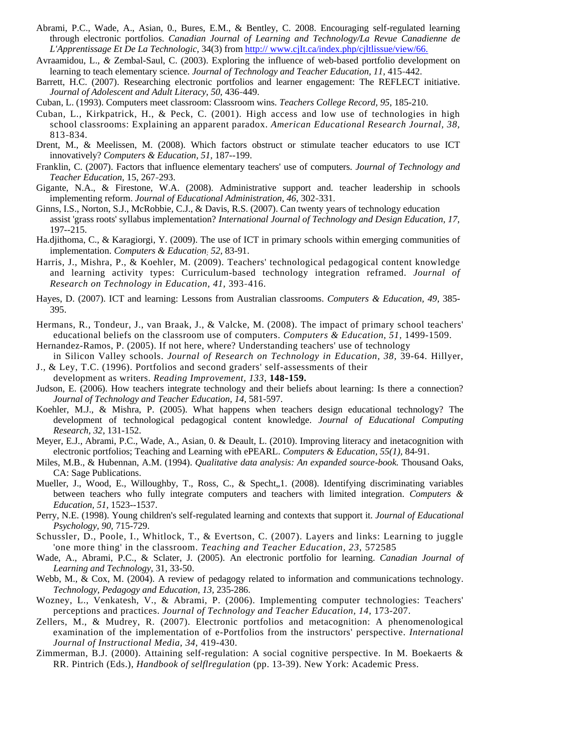Abrami, P.C., Wade, A., Asian, 0., Bures, E.M., & Bentley, C. 2008. Encouraging self-regulated learning through electronic portfolios. *Canadian Journal of Learning and Technology/La Revue Canadienne de L'Apprentissage Et De La Technologic,* 34(3) from http:// www.cjIt.ca/index.php/cjltlissue/view/66.

Avraamidou, L., & Zembal-Saul, C. (2003). Exploring the influence of web-based portfolio development on learning to teach elementary science. *Journal of Technology and Teacher Education, 11,* 415-442.

Barrett, H.C. (2007). Researching electronic portfolios and learner engagement: The REFLECT initiative. *Journal of Adolescent and Adult Literacy, 50,* 436-449.

Cuban, L. (1993). Computers meet classroom: Classroom wins. *Teachers College Record, 95,* 185-210.

Cuban, L., Kirkpatrick, H., & Peck, C. (2001). High access and low use of technologies in high school classrooms: Explaining an apparent paradox. *American Educational Research Journal, 38,* 813-834.

Drent, M., & Meelissen, M. (2008). Which factors obstruct or stimulate teacher educators to use ICT innovatively? *Computers & Education, 51,* 187--199.

Franklin, C. (2007). Factors that influence elementary teachers' use of computers. *Journal of Technology and Teacher Education,* 15, 267-293.

Gigante, N.A., & Firestone, W.A. (2008). Administrative support and. teacher leadership in schools implementing reform. *Journal of Educational Administration, 46,* 302-331.

Ginns, I.S., Norton, S.J., McRobbie, C.J., & Davis, R.S. (2007). Can twenty years of technology education assist 'grass roots' syllabus implementation? *International Journal of Technology and Design Education, 17,* 197--215.

Ha.djithoma, C., & Karagiorgi, Y. (2009). The use of ICT in primary schools within emerging communities of implementation. *Computers & Education, 52,* 83-91.

Harris, J., Mishra, P., & Koehler, M. (2009). Teachers' technological pedagogical content knowledge and learning activity types: Curriculum-based technology integration reframed. *Journal of Research on Technology in Education, 41,* 393-416.

Hayes, D. (2007). ICT and learning: Lessons from Australian classrooms. *Computers & Education, 49,* 385-395.

Hermans, R., Tondeur, J., van Braak, J., & Valcke, M. (2008). The impact of primary school teachers' educational beliefs on the classroom use of computers. *Computers & Education, 51,* 1499-1509.

Hernandez-Ramos, P. (2005). If not here, where? Understanding teachers' use of technology in Silicon Valley schools. *Journal of Research on Technology in Education, 38,* 39-64.

Hillyer, J., & Ley, T.C. (1996). Portfolios and second graders' self-assessments of their development as writers. *Reading Improvement, 133,* **148-159.**

Judson, E. (2006). How teachers integrate technology and their beliefs about learning: Is there a connection? *Journal of Technology and Teacher Education, 14,* 581-597.

Koehler, M.J., & Mishra, P. (2005). What happens when teachers design educational technology? The development of technological pedagogical content knowledge. *Journal of Educational Computing Research, 32,* 131-152.

Meyer, E.J., Abrami, P.C., Wade, A., Asian, 0. & Deault, L. (2010). Improving literacy and inetacognition with electronic portfolios; Teaching and Learning with ePEARL. *Computers & Education, 55(1),* 84-91.

Miles, M.B., & Hubenman, A.M. (1994). *Qualitative data analysis: An expanded source-book.* Thousand Oaks, CA: Sage Publications.

Mueller, J., Wood, E., Willoughby, T., Ross, C., & Specht,,1. (2008). Identifying discriminating variables between teachers who fully integrate computers and teachers with limited integration. *Computers & Education, 51,* 1523--1537.

Perry, N.E. (1998). Young children's self-regulated learning and contexts that support it. *Journal of Educational Psychology, 90,* 715-729.

Schussler, D., Poole, I., Whitlock, T., & Evertson, C. (2007). Layers and links: Learning to juggle 'one more thing' in the classroom. *Teaching and Teacher Education, 23,* 572585

Wade, A., Abrami, P.C., & Sclater, J. (2005). An electronic portfolio for learning. *Canadian Journal of Learning and Technology,* 31, 33-50.

Webb, M., & Cox, M. (2004). A review of pedagogy related to information and communications technology. *Technology, Pedagogy and Education, 13,* 235-286.

Wozney, L., Venkatesh, V., & Abrami, P. (2006). Implementing computer technologies: Teachers' perceptions and practices. *Journal of Technology and Teacher Education, 14,* 173-207.

Zellers, M., & Mudrey, R. (2007). Electronic portfolios and metacognition: A phenomenological examination of the implementation of e-Portfolios from the instructors' perspective. *International Journal of Instructional Media, 34,* 419-430.

Zimmerman, B.J. (2000). Attaining self-regulation: A social cognitive perspective. In M. Boekaerts & RR. Pintrich (Eds.), *Handbook of selflregulation* (pp. 13-39). New York: Academic Press.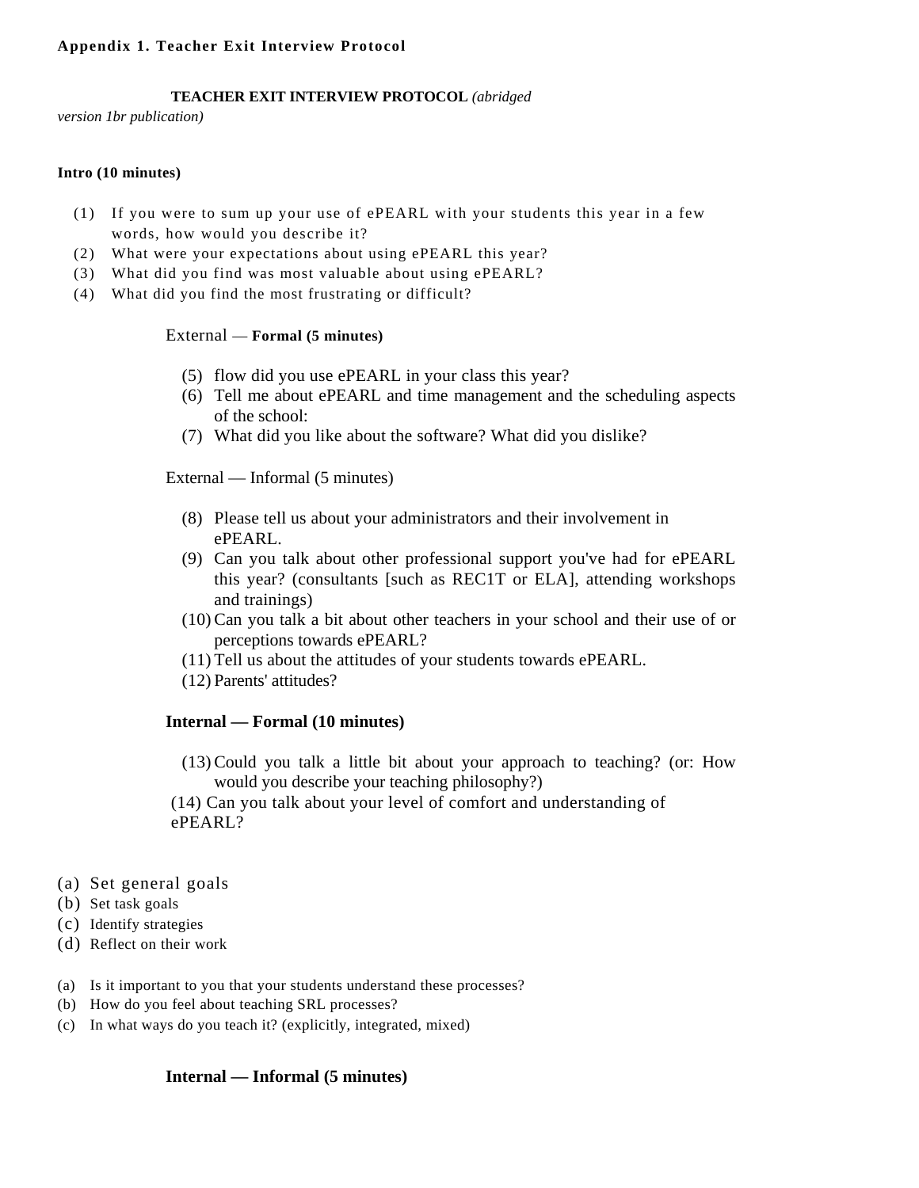**Appendix 1. Teacher Exit Interview Protocol**

**TEACHER EXIT INTERVIEW PROTOCOL** *(abridged version 1br publication)*

**Intro (10 minutes)**

(1) If you were to sum up your use of ePEARL with your students this year in a few words, how would you describe it?
(2) What were your expectations about using ePEARL this year?
(3) What did you find was most valuable about using ePEARL?
(4) What did you find the most frustrating or difficult?

External — **Formal (5 minutes)**

(5) flow did you use ePEARL in your class this year?
(6) Tell me about ePEARL and time management and the scheduling aspects of the school:
(7) What did you like about the software? What did you dislike?

External — Informal (5 minutes)

(8) Please tell us about your administrators and their involvement in ePEARL.
(9) Can you talk about other professional support you've had for ePEARL this year? (consultants [such as REC1T or ELA], attending workshops and trainings)
(10) Can you talk a bit about other teachers in your school and their use of or perceptions towards ePEARL?
(11) Tell us about the attitudes of your students towards ePEARL.
(12) Parents' attitudes?

**Internal — Formal (10 minutes)**

(13) Could you talk a little bit about your approach to teaching? (or: How would you describe your teaching philosophy?)
(14) Can you talk about your level of comfort and understanding of ePEARL?

(a) Set general goals
(b) Set task goals
(c) Identify strategies
(d) Reflect on their work

(a) Is it important to you that your students understand these processes?
(b) How do you feel about teaching SRL processes?
(c) In what ways do you teach it? (explicitly, integrated, mixed)

**Internal — Informal (5 minutes)**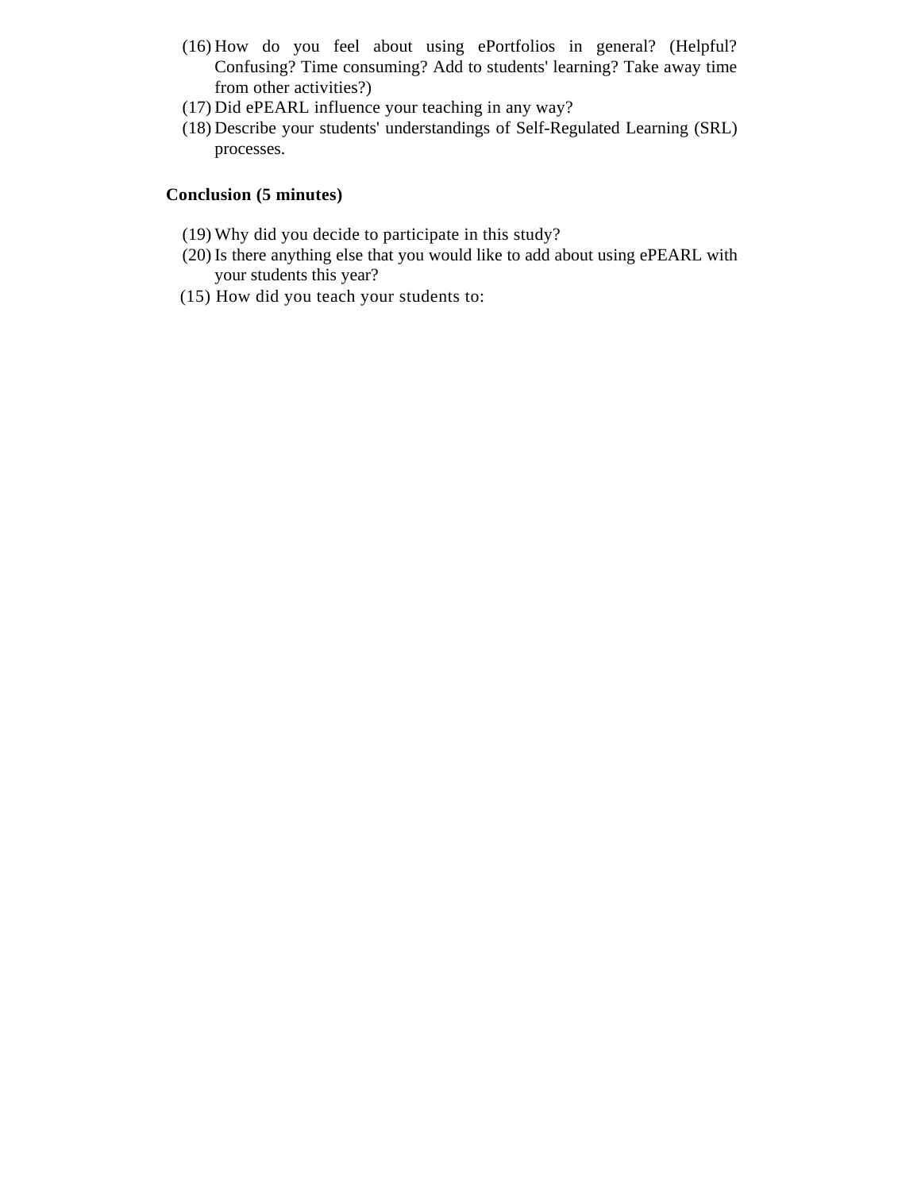(16) How do you feel about using ePortfolios in general? (Helpful? Confusing? Time consuming? Add to students' learning? Take away time from other activities?)

(17) Did ePEARL influence your teaching in any way?

(18) Describe your students' understandings of Self-Regulated Learning (SRL) processes.

**Conclusion (5 minutes)**

(19) Why did you decide to participate in this study?

(20) Is there anything else that you would like to add about using ePEARL with your students this year?

(15) How did you teach your students to: